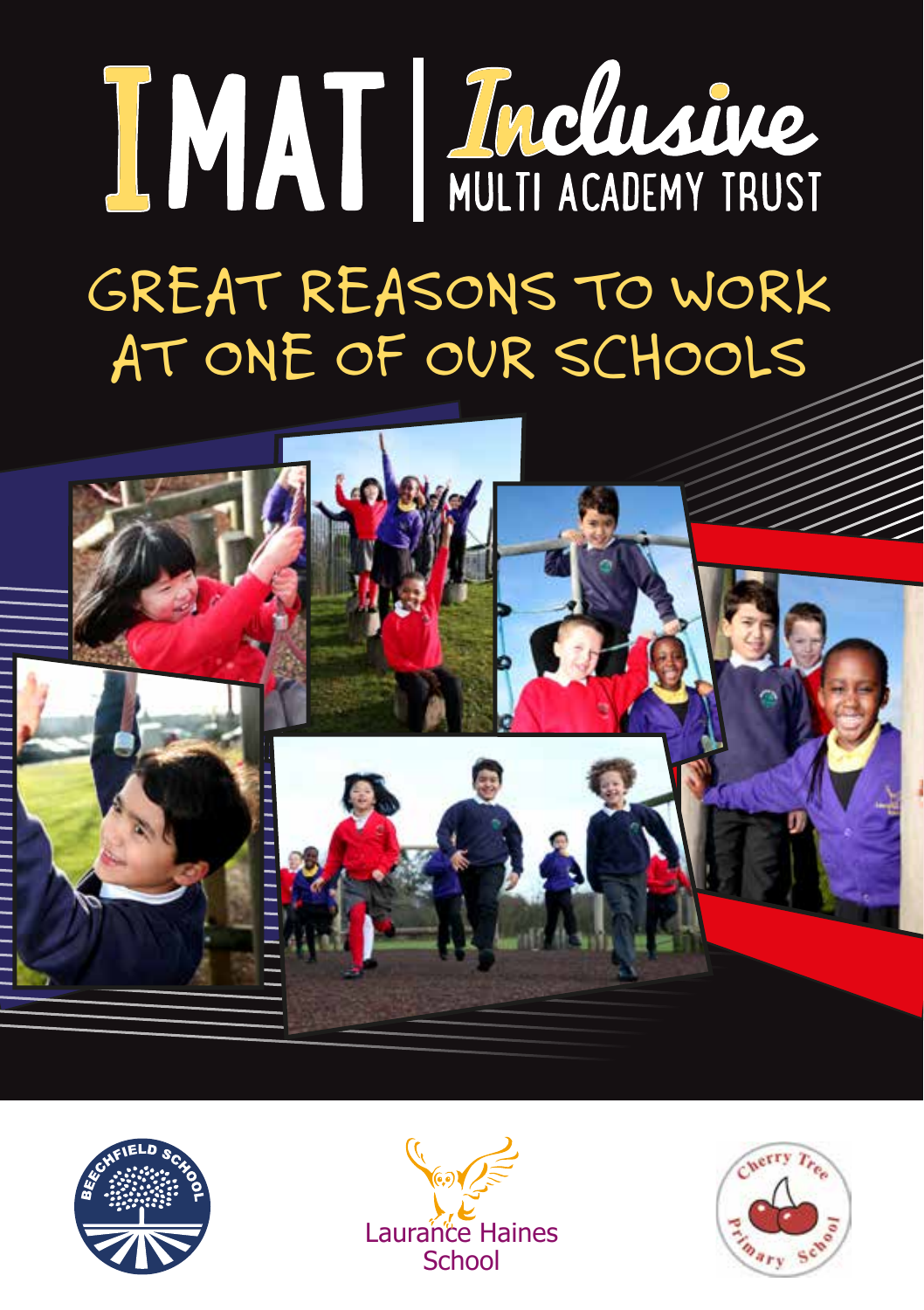# IMAT | Inclusive MULTI ACADEMY TRUST

## GREAT REASONS TO WORK AT ONE OF OUR SCHOOLS

BEECHFIELD SCHOOL

Laurance Haines School

Cherry Tree Primary School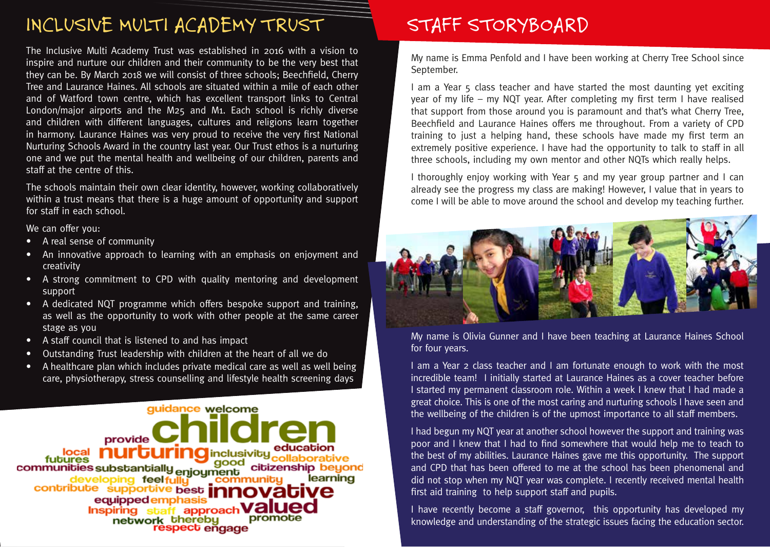## INCLUSIVE MULTI ACADEMY TRUST

The Inclusive Multi Academy Trust was established in 2016 with a vision to inspire and nurture our children and their community to be the very best that they can be. By March 2018 we will consist of three schools; Beechfield, Cherry Tree and Laurance Haines. All schools are situated within a mile of each other and of Watford town centre, which has excellent transport links to Central London/major airports and the M25 and M1. Each school is richly diverse and children with different languages, cultures and religions learn together in harmony. Laurance Haines was very proud to receive the very first National Nurturing Schools Award in the country last year. Our Trust ethos is a nurturing one and we put the mental health and wellbeing of our children, parents and staff at the centre of this.

The schools maintain their own clear identity, however, working collaboratively within a trust means that there is a huge amount of opportunity and support for staff in each school.

We can offer you:

- A real sense of community
- An innovative approach to learning with an emphasis on enjoyment and creativity
- A strong commitment to CPD with quality mentoring and development support
- A dedicated NQT programme which offers bespoke support and training, as well as the opportunity to work with other people at the same career stage as you
- A staff council that is listened to and has impact
- Outstanding Trust leadership with children at the heart of all we do
- A healthcare plan which includes private medical care as well as well being care, physiotherapy, stress counselling and lifestyle health screening days

guidance welcome provide children local futures nurturing inclusivity education good collaborative communities substantially enjoyment citizenship beyond developing feel fully community learning contribute supportive best innovative equipped emphasis Inspiring staff approach valued network thereby promote respect engage

## STAFF STORYBOARD

My name is Emma Penfold and I have been working at Cherry Tree School since September.

I am a Year 5 class teacher and have started the most daunting yet exciting year of my life – my NQT year. After completing my first term I have realised that support from those around you is paramount and that's what Cherry Tree, Beechfield and Laurance Haines offers me throughout. From a variety of CPD training to just a helping hand, these schools have made my first term an extremely positive experience. I have had the opportunity to talk to staff in all three schools, including my own mentor and other NQTs which really helps.

I thoroughly enjoy working with Year 5 and my year group partner and I can already see the progress my class are making! However, I value that in years to come I will be able to move around the school and develop my teaching further.

My name is Olivia Gunner and I have been teaching at Laurance Haines School for four years.

I am a Year 2 class teacher and I am fortunate enough to work with the most incredible team! I initially started at Laurance Haines as a cover teacher before I started my permanent classroom role. Within a week I knew that I had made a great choice. This is one of the most caring and nurturing schools I have seen and the wellbeing of the children is of the upmost importance to all staff members.

I had begun my NQT year at another school however the support and training was poor and I knew that I had to find somewhere that would help me to teach to the best of my abilities. Laurance Haines gave me this opportunity. The support and CPD that has been offered to me at the school has been phenomenal and did not stop when my NQT year was complete. I recently received mental health first aid training to help support staff and pupils.

I have recently become a staff governor, this opportunity has developed my knowledge and understanding of the strategic issues facing the education sector.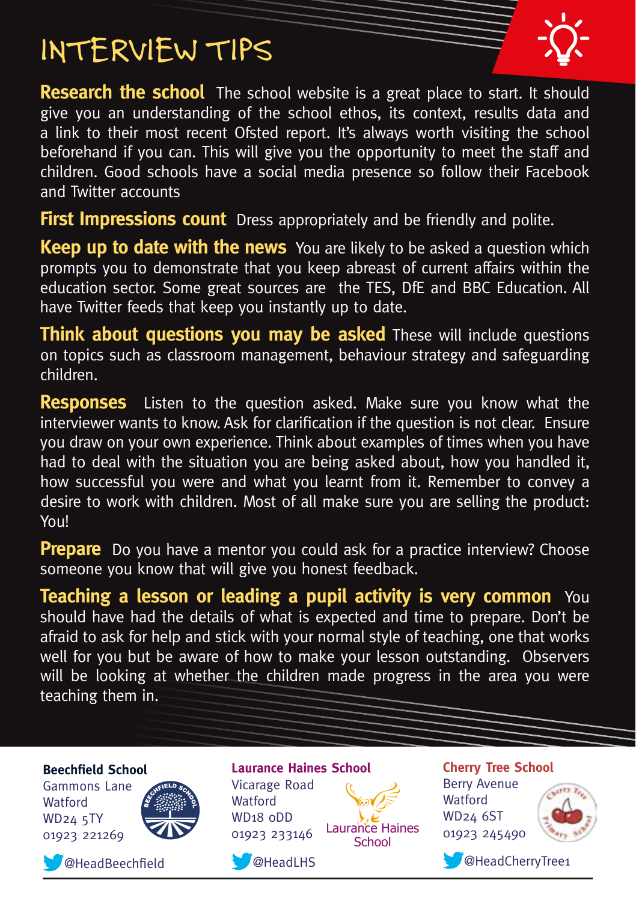# INTERVIEW TIPS

**Research the school** The school website is a great place to start. It should give you an understanding of the school ethos, its context, results data and a link to their most recent Ofsted report. It's always worth visiting the school beforehand if you can. This will give you the opportunity to meet the staff and children. Good schools have a social media presence so follow their Facebook and Twitter accounts

**First Impressions count** Dress appropriately and be friendly and polite.

**Keep up to date with the news** You are likely to be asked a question which prompts you to demonstrate that you keep abreast of current affairs within the education sector. Some great sources are the TES, DfE and BBC Education. All have Twitter feeds that keep you instantly up to date.

**Think about questions you may be asked** These will include questions on topics such as classroom management, behaviour strategy and safeguarding children.

**Responses** Listen to the question asked. Make sure you know what the interviewer wants to know. Ask for clarification if the question is not clear. Ensure you draw on your own experience. Think about examples of times when you have had to deal with the situation you are being asked about, how you handled it, how successful you were and what you learnt from it. Remember to convey a desire to work with children. Most of all make sure you are selling the product: You!

**Prepare** Do you have a mentor you could ask for a practice interview? Choose someone you know that will give you honest feedback.

**Teaching a lesson or leading a pupil activity is very common** You should have had the details of what is expected and time to prepare. Don't be afraid to ask for help and stick with your normal style of teaching, one that works well for you but be aware of how to make your lesson outstanding. Observers will be looking at whether the children made progress in the area you were teaching them in.

**Beechfield School**
Gammons Lane
Watford
WD24 5TY
01923 221269
@HeadBeechfield

**Laurance Haines School**
Vicarage Road
Watford
WD18 0DD
01923 233146
@HeadLHS

**Cherry Tree School**
Berry Avenue
Watford
WD24 6ST
01923 245490
@HeadCherryTree1